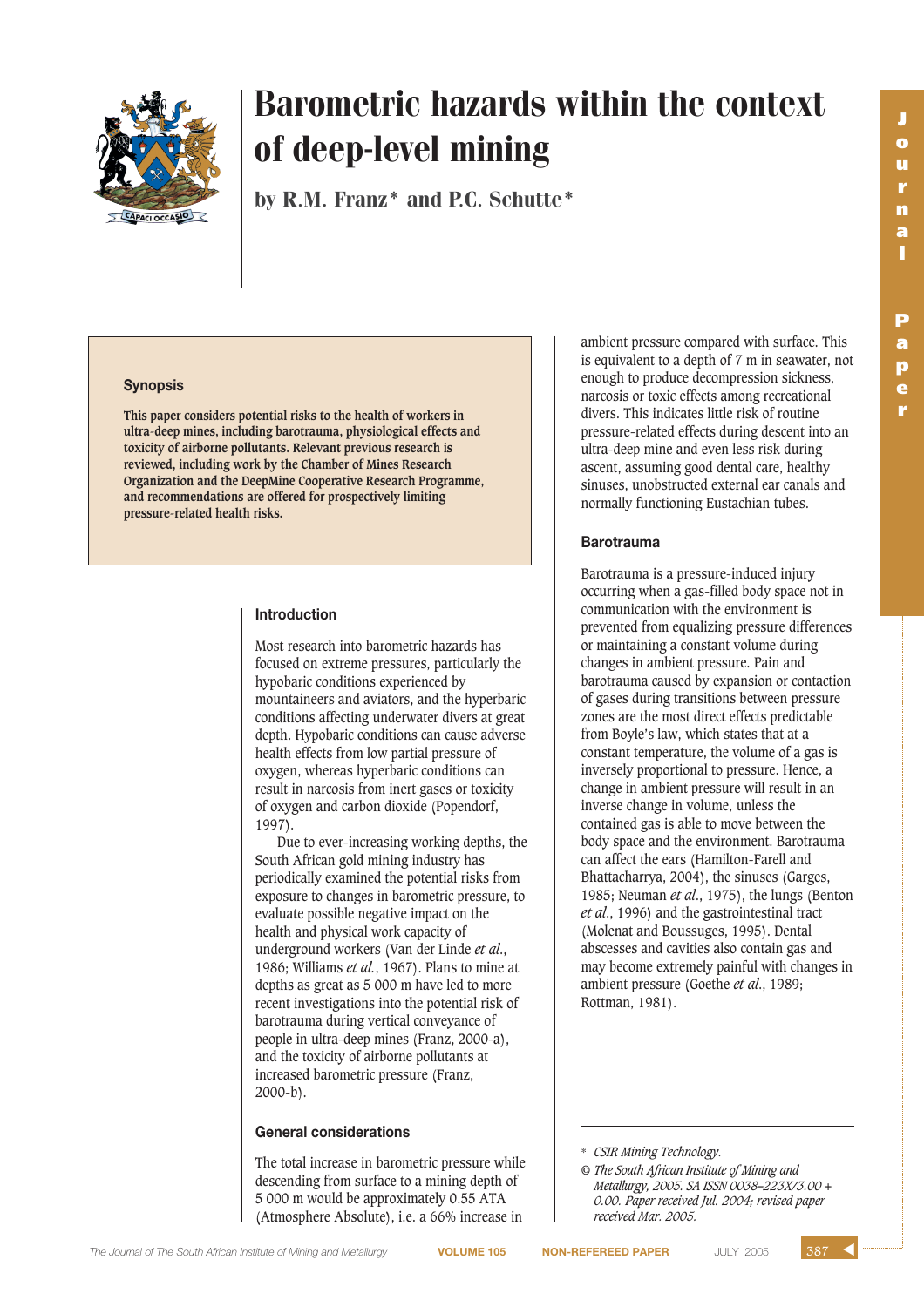# Barometric hazards within the context of deep-level mining

by R.M. Franz* and P.C. Schutte*

## Synopsis

**This paper considers potential risks to the health of workers in ultra-deep mines, including barotrauma, physiological effects and toxicity of airborne pollutants. Relevant previous research is reviewed, including work by the Chamber of Mines Research Organization and the DeepMine Cooperative Research Programme, and recommendations are offered for prospectively limiting pressure-related health risks.**

## Introduction

Most research into barometric hazards has focused on extreme pressures, particularly the hypobaric conditions experienced by mountaineers and aviators, and the hyperbaric conditions affecting underwater divers at great depth. Hypobaric conditions can cause adverse health effects from low partial pressure of oxygen, whereas hyperbaric conditions can result in narcosis from inert gases or toxicity of oxygen and carbon dioxide (Popendorf, 1997).

Due to ever-increasing working depths, the South African gold mining industry has periodically examined the potential risks from exposure to changes in barometric pressure, to evaluate possible negative impact on the health and physical work capacity of underground workers (Van der Linde *et al.*, 1986; Williams *et al.*, 1967). Plans to mine at depths as great as 5 000 m have led to more recent investigations into the potential risk of barotrauma during vertical conveyance of people in ultra-deep mines (Franz, 2000-a), and the toxicity of airborne pollutants at increased barometric pressure (Franz, 2000-b).

## General considerations

The total increase in barometric pressure while descending from surface to a mining depth of 5 000 m would be approximately 0.55 ATA (Atmosphere Absolute), i.e. a 66% increase in ambient pressure compared with surface. This is equivalent to a depth of 7 m in seawater, not enough to produce decompression sickness, narcosis or toxic effects among recreational divers. This indicates little risk of routine pressure-related effects during descent into an ultra-deep mine and even less risk during ascent, assuming good dental care, healthy sinuses, unobstructed external ear canals and normally functioning Eustachian tubes.

## Barotrauma

Barotrauma is a pressure-induced injury occurring when a gas-filled body space not in communication with the environment is prevented from equalizing pressure differences or maintaining a constant volume during changes in ambient pressure. Pain and barotrauma caused by expansion or contaction of gases during transitions between pressure zones are the most direct effects predictable from Boyle's law, which states that at a constant temperature, the volume of a gas is inversely proportional to pressure. Hence, a change in ambient pressure will result in an inverse change in volume, unless the contained gas is able to move between the body space and the environment. Barotrauma can affect the ears (Hamilton-Farell and Bhattacharrya, 2004), the sinuses (Garges, 1985; Neuman *et al.*, 1975), the lungs (Benton *et al.*, 1996) and the gastrointestinal tract (Molenat and Boussuges, 1995). Dental abscesses and cavities also contain gas and may become extremely painful with changes in ambient pressure (Goethe *et al.*, 1989; Rottman, 1981).

---

\* *CSIR Mining Technology.*

© *The South African Institute of Mining and Metallurgy, 2005. SA ISSN 0038–223X/3.00 + 0.00. Paper received Jul. 2004; revised paper received Mar. 2005.*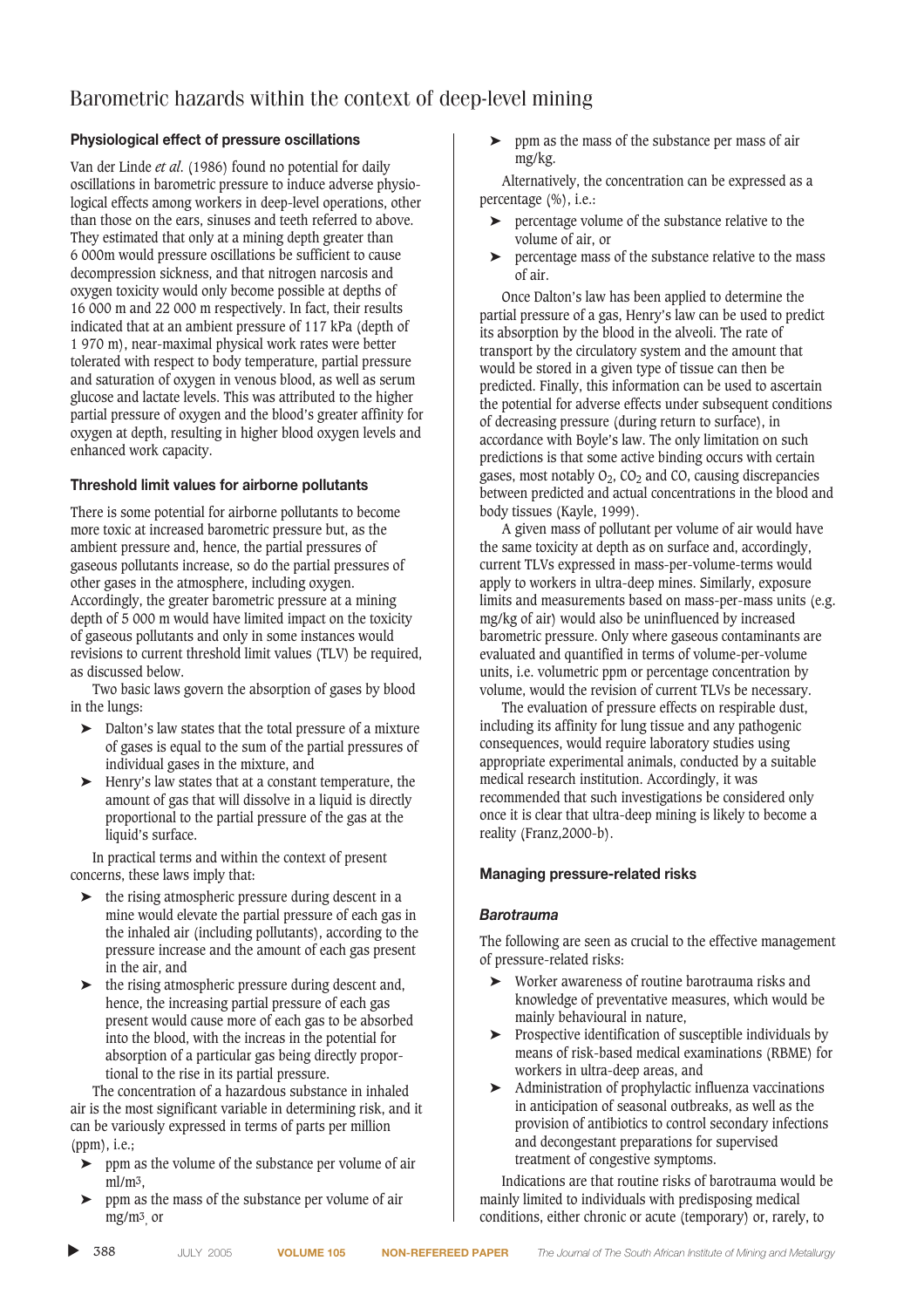### Physiological effect of pressure oscillations

Van der Linde *et al.* (1986) found no potential for daily oscillations in barometric pressure to induce adverse physiological effects among workers in deep-level operations, other than those on the ears, sinuses and teeth referred to above. They estimated that only at a mining depth greater than 6 000m would pressure oscillations be sufficient to cause decompression sickness, and that nitrogen narcosis and oxygen toxicity would only become possible at depths of 16 000 m and 22 000 m respectively. In fact, their results indicated that at an ambient pressure of 117 kPa (depth of 1 970 m), near-maximal physical work rates were better tolerated with respect to body temperature, partial pressure and saturation of oxygen in venous blood, as well as serum glucose and lactate levels. This was attributed to the higher partial pressure of oxygen and the blood's greater affinity for oxygen at depth, resulting in higher blood oxygen levels and enhanced work capacity.

### Threshold limit values for airborne pollutants

There is some potential for airborne pollutants to become more toxic at increased barometric pressure but, as the ambient pressure and, hence, the partial pressures of gaseous pollutants increase, so do the partial pressures of other gases in the atmosphere, including oxygen. Accordingly, the greater barometric pressure at a mining depth of 5 000 m would have limited impact on the toxicity of gaseous pollutants and only in some instances would revisions to current threshold limit values (TLV) be required, as discussed below.

Two basic laws govern the absorption of gases by blood in the lungs:

- Dalton's law states that the total pressure of a mixture of gases is equal to the sum of the partial pressures of individual gases in the mixture, and
- Henry's law states that at a constant temperature, the amount of gas that will dissolve in a liquid is directly proportional to the partial pressure of the gas at the liquid's surface.

In practical terms and within the context of present concerns, these laws imply that:

- the rising atmospheric pressure during descent in a mine would elevate the partial pressure of each gas in the inhaled air (including pollutants), according to the pressure increase and the amount of each gas present in the air, and
- the rising atmospheric pressure during descent and, hence, the increasing partial pressure of each gas present would cause more of each gas to be absorbed into the blood, with the increas in the potential for absorption of a particular gas being directly proportional to the rise in its partial pressure.

The concentration of a hazardous substance in inhaled air is the most significant variable in determining risk, and it can be variously expressed in terms of parts per million (ppm), i.e.;

- ppm as the volume of the substance per volume of air ml/m$^3$,
- ppm as the mass of the substance per volume of air mg/m$^3$, or
- ppm as the mass of the substance per mass of air mg/kg.

Alternatively, the concentration can be expressed as a percentage (%), i.e.:

- percentage volume of the substance relative to the volume of air, or
- percentage mass of the substance relative to the mass of air.

Once Dalton's law has been applied to determine the partial pressure of a gas, Henry's law can be used to predict its absorption by the blood in the alveoli. The rate of transport by the circulatory system and the amount that would be stored in a given type of tissue can then be predicted. Finally, this information can be used to ascertain the potential for adverse effects under subsequent conditions of decreasing pressure (during return to surface), in accordance with Boyle's law. The only limitation on such predictions is that some active binding occurs with certain gases, most notably $O_2$, $CO_2$ and CO, causing discrepancies between predicted and actual concentrations in the blood and body tissues (Kayle, 1999).

A given mass of pollutant per volume of air would have the same toxicity at depth as on surface and, accordingly, current TLVs expressed in mass-per-volume-terms would apply to workers in ultra-deep mines. Similarly, exposure limits and measurements based on mass-per-mass units (e.g. mg/kg of air) would also be uninfluenced by increased barometric pressure. Only where gaseous contaminants are evaluated and quantified in terms of volume-per-volume units, i.e. volumetric ppm or percentage concentration by volume, would the revision of current TLVs be necessary.

The evaluation of pressure effects on respirable dust, including its affinity for lung tissue and any pathogenic consequences, would require laboratory studies using appropriate experimental animals, conducted by a suitable medical research institution. Accordingly, it was recommended that such investigations be considered only once it is clear that ultra-deep mining is likely to become a reality (Franz,2000-b).

### Managing pressure-related risks

#### *Barotrauma*

The following are seen as crucial to the effective management of pressure-related risks:

- Worker awareness of routine barotrauma risks and knowledge of preventative measures, which would be mainly behavioural in nature,
- Prospective identification of susceptible individuals by means of risk-based medical examinations (RBME) for workers in ultra-deep areas, and
- Administration of prophylactic influenza vaccinations in anticipation of seasonal outbreaks, as well as the provision of antibiotics to control secondary infections and decongestant preparations for supervised treatment of congestive symptoms.

Indications are that routine risks of barotrauma would be mainly limited to individuals with predisposing medical conditions, either chronic or acute (temporary) or, rarely, to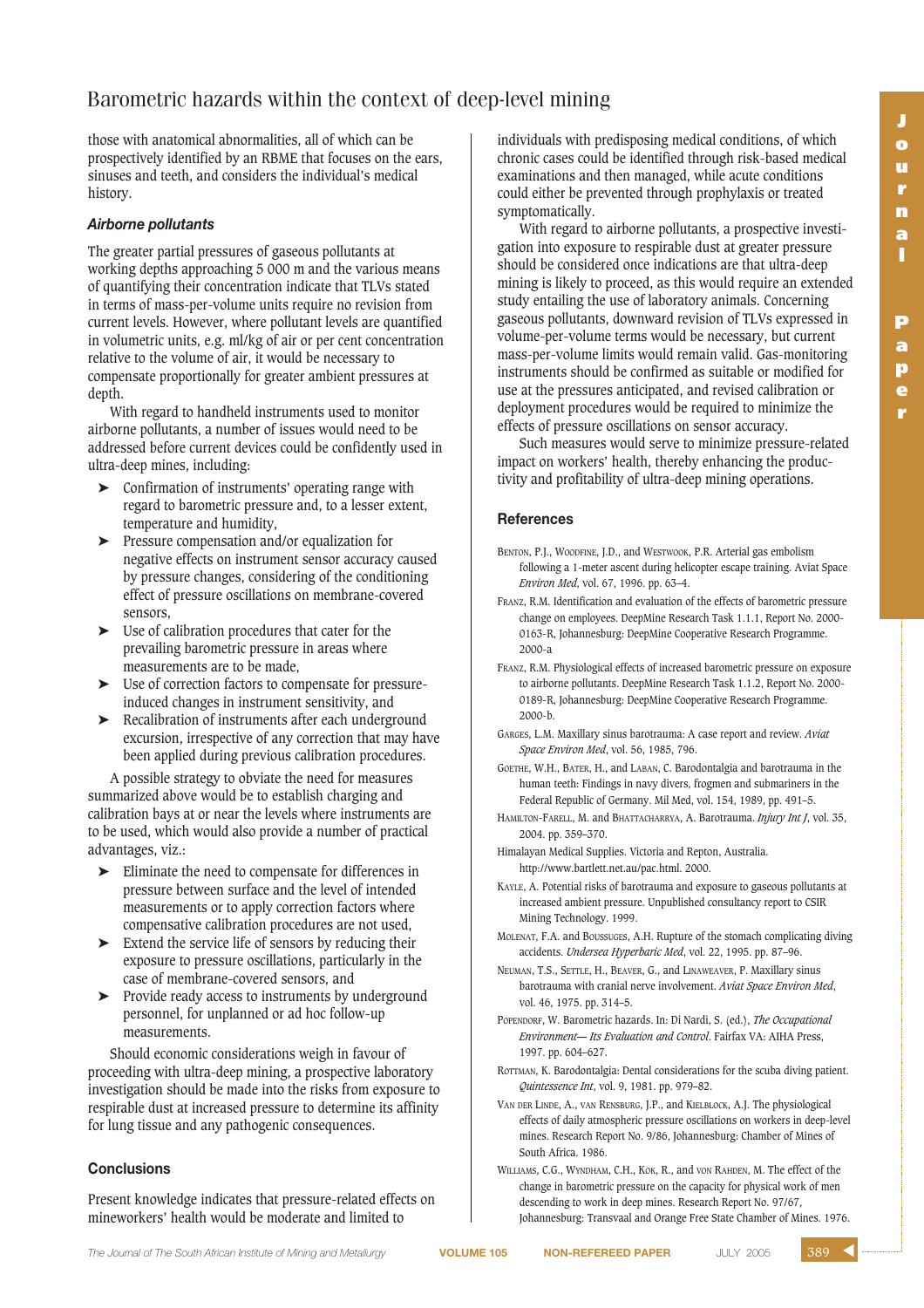those with anatomical abnormalities, all of which can be prospectively identified by an RBME that focuses on the ears, sinuses and teeth, and considers the individual's medical history.

### *Airborne pollutants*

The greater partial pressures of gaseous pollutants at working depths approaching 5 000 m and the various means of quantifying their concentration indicate that TLVs stated in terms of mass-per-volume units require no revision from current levels. However, where pollutant levels are quantified in volumetric units, e.g. ml/kg of air or per cent concentration relative to the volume of air, it would be necessary to compensate proportionally for greater ambient pressures at depth.

With regard to handheld instruments used to monitor airborne pollutants, a number of issues would need to be addressed before current devices could be confidently used in ultra-deep mines, including:

- Confirmation of instruments' operating range with regard to barometric pressure and, to a lesser extent, temperature and humidity,
- Pressure compensation and/or equalization for negative effects on instrument sensor accuracy caused by pressure changes, considering of the conditioning effect of pressure oscillations on membrane-covered sensors,
- Use of calibration procedures that cater for the prevailing barometric pressure in areas where measurements are to be made,
- Use of correction factors to compensate for pressure-induced changes in instrument sensitivity, and
- Recalibration of instruments after each underground excursion, irrespective of any correction that may have been applied during previous calibration procedures.

A possible strategy to obviate the need for measures summarized above would be to establish charging and calibration bays at or near the levels where instruments are to be used, which would also provide a number of practical advantages, viz.:

- Eliminate the need to compensate for differences in pressure between surface and the level of intended measurements or to apply correction factors where compensative calibration procedures are not used,
- Extend the service life of sensors by reducing their exposure to pressure oscillations, particularly in the case of membrane-covered sensors, and
- Provide ready access to instruments by underground personnel, for unplanned or ad hoc follow-up measurements.

Should economic considerations weigh in favour of proceeding with ultra-deep mining, a prospective laboratory investigation should be made into the risks from exposure to respirable dust at increased pressure to determine its affinity for lung tissue and any pathogenic consequences.

## Conclusions

Present knowledge indicates that pressure-related effects on mineworkers' health would be moderate and limited to individuals with predisposing medical conditions, of which chronic cases could be identified through risk-based medical examinations and then managed, while acute conditions could either be prevented through prophylaxis or treated symptomatically.

With regard to airborne pollutants, a prospective investigation into exposure to respirable dust at greater pressure should be considered once indications are that ultra-deep mining is likely to proceed, as this would require an extended study entailing the use of laboratory animals. Concerning gaseous pollutants, downward revision of TLVs expressed in volume-per-volume terms would be necessary, but current mass-per-volume limits would remain valid. Gas-monitoring instruments should be confirmed as suitable or modified for use at the pressures anticipated, and revised calibration or deployment procedures would be required to minimize the effects of pressure oscillations on sensor accuracy.

Such measures would serve to minimize pressure-related impact on workers' health, thereby enhancing the productivity and profitability of ultra-deep mining operations.

## References

BENTON, P.J., WOODFINE, J.D., and WESTWOOK, P.R. Arterial gas embolism following a 1-meter ascent during helicopter escape training. Aviat Space *Environ Med*, vol. 67, 1996. pp. 63–4.

FRANZ, R.M. Identification and evaluation of the effects of barometric pressure change on employees. DeepMine Research Task 1.1.1, Report No. 2000-0163-R, Johannesburg: DeepMine Cooperative Research Programme. 2000-a

FRANZ, R.M. Physiological effects of increased barometric pressure on exposure to airborne pollutants. DeepMine Research Task 1.1.2, Report No. 2000-0189-R, Johannesburg: DeepMine Cooperative Research Programme. 2000-b.

GARGES, L.M. Maxillary sinus barotrauma: A case report and review. *Aviat Space Environ Med*, vol. 56, 1985, 796.

GOETHE, W.H., BATER, H., and LABAN, C. Barodontalgia and barotrauma in the human teeth: Findings in navy divers, frogmen and submariners in the Federal Republic of Germany. Mil Med, vol. 154, 1989, pp. 491–5.

HAMILTON-FARELL, M. and BHATTACHARRYA, A. Barotrauma. *Injury Int J*, vol. 35, 2004. pp. 359–370.

Himalayan Medical Supplies. Victoria and Repton, Australia. http://www.bartlett.net.au/pac.html. 2000.

KAYLE, A. Potential risks of barotrauma and exposure to gaseous pollutants at increased ambient pressure. Unpublished consultancy report to CSIR Mining Technology. 1999.

MOLENAT, F.A. and BOUSSUGES, A.H. Rupture of the stomach complicating diving accidents. *Undersea Hyperbaric Med*, vol. 22, 1995. pp. 87–96.

NEUMAN, T.S., SETTLE, H., BEAVER, G., and LINAWEAVER, P. Maxillary sinus barotrauma with cranial nerve involvement. *Aviat Space Environ Med*, vol. 46, 1975. pp. 314–5.

POPENDORF, W. Barometric hazards. In: Di Nardi, S. (ed.), *The Occupational Environment— Its Evaluation and Control*. Fairfax VA: AIHA Press, 1997. pp. 604–627.

ROTTMAN, K. Barodontalgia: Dental considerations for the scuba diving patient. *Quintessence Int*, vol. 9, 1981. pp. 979–82.

VAN DER LINDE, A., VAN RENSBURG, J.P., and KIELBLOCK, A.J. The physiological effects of daily atmospheric pressure oscillations on workers in deep-level mines. Research Report No. 9/86, Johannesburg: Chamber of Mines of South Africa. 1986.

WILLIAMS, C.G., WYNDHAM, C.H., KOK, R., and VON RAHDEN, M. The effect of the change in barometric pressure on the capacity for physical work of men descending to work in deep mines. Research Report No. 97/67, Johannesburg: Transvaal and Orange Free State Chamber of Mines. 1976.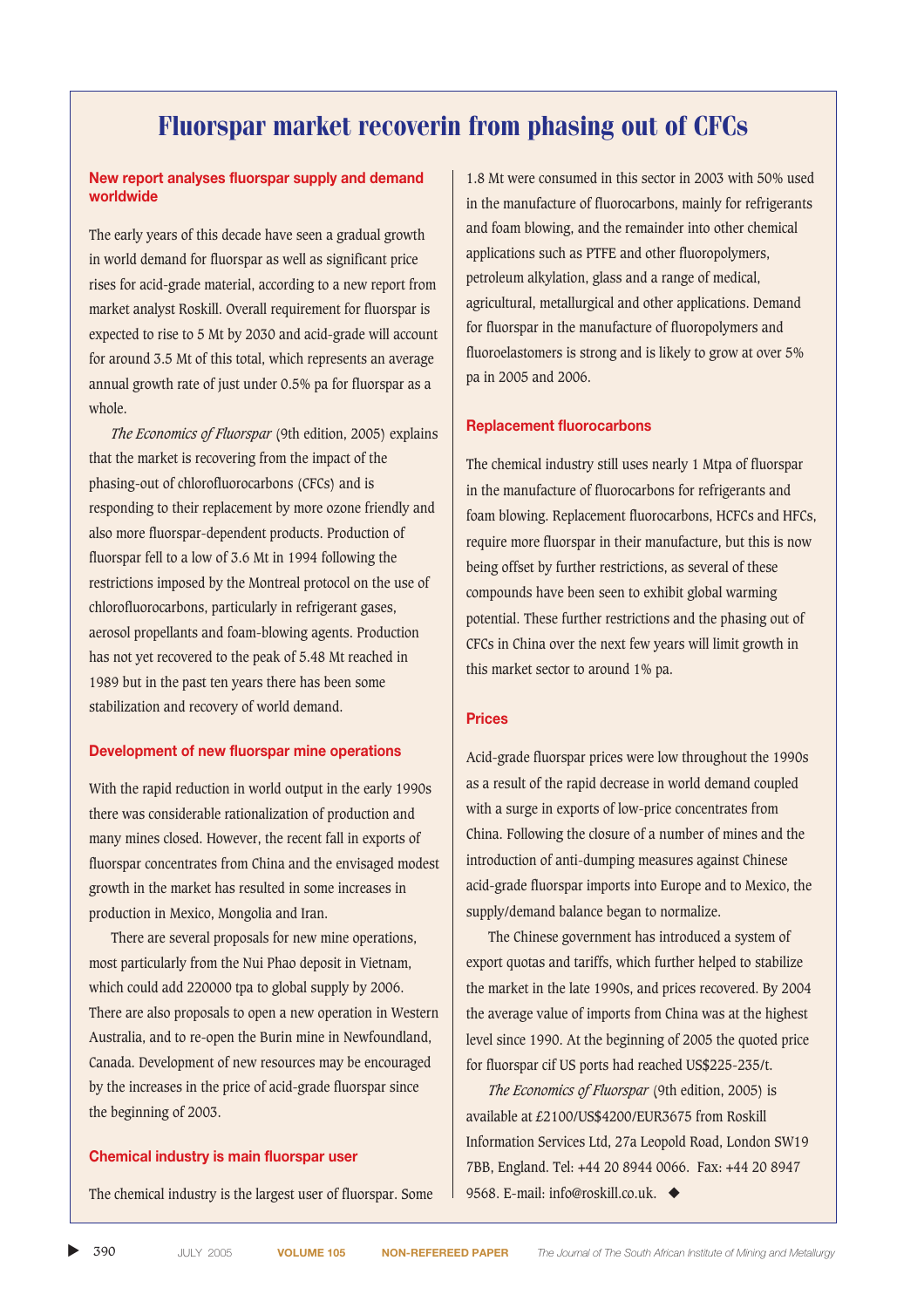# Fluorspar market recoverin from phasing out of CFCs

### New report analyses fluorspar supply and demand worldwide

The early years of this decade have seen a gradual growth in world demand for fluorspar as well as significant price rises for acid-grade material, according to a new report from market analyst Roskill. Overall requirement for fluorspar is expected to rise to 5 Mt by 2030 and acid-grade will account for around 3.5 Mt of this total, which represents an average annual growth rate of just under 0.5% pa for fluorspar as a whole.

*The Economics of Fluorspar* (9th edition, 2005) explains that the market is recovering from the impact of the phasing-out of chlorofluorocarbons (CFCs) and is responding to their replacement by more ozone friendly and also more fluorspar-dependent products. Production of fluorspar fell to a low of 3.6 Mt in 1994 following the restrictions imposed by the Montreal protocol on the use of chlorofluorocarbons, particularly in refrigerant gases, aerosol propellants and foam-blowing agents. Production has not yet recovered to the peak of 5.48 Mt reached in 1989 but in the past ten years there has been some stabilization and recovery of world demand.

### Development of new fluorspar mine operations

With the rapid reduction in world output in the early 1990s there was considerable rationalization of production and many mines closed. However, the recent fall in exports of fluorspar concentrates from China and the envisaged modest growth in the market has resulted in some increases in production in Mexico, Mongolia and Iran.

There are several proposals for new mine operations, most particularly from the Nui Phao deposit in Vietnam, which could add 220000 tpa to global supply by 2006. There are also proposals to open a new operation in Western Australia, and to re-open the Burin mine in Newfoundland, Canada. Development of new resources may be encouraged by the increases in the price of acid-grade fluorspar since the beginning of 2003.

### Chemical industry is main fluorspar user

The chemical industry is the largest user of fluorspar. Some 1.8 Mt were consumed in this sector in 2003 with 50% used in the manufacture of fluorocarbons, mainly for refrigerants and foam blowing, and the remainder into other chemical applications such as PTFE and other fluoropolymers, petroleum alkylation, glass and a range of medical, agricultural, metallurgical and other applications. Demand for fluorspar in the manufacture of fluoropolymers and fluoroelastomers is strong and is likely to grow at over 5% pa in 2005 and 2006.

### Replacement fluorocarbons

The chemical industry still uses nearly 1 Mtpa of fluorspar in the manufacture of fluorocarbons for refrigerants and foam blowing. Replacement fluorocarbons, HCFCs and HFCs, require more fluorspar in their manufacture, but this is now being offset by further restrictions, as several of these compounds have been seen to exhibit global warming potential. These further restrictions and the phasing out of CFCs in China over the next few years will limit growth in this market sector to around 1% pa.

### Prices

Acid-grade fluorspar prices were low throughout the 1990s as a result of the rapid decrease in world demand coupled with a surge in exports of low-price concentrates from China. Following the closure of a number of mines and the introduction of anti-dumping measures against Chinese acid-grade fluorspar imports into Europe and to Mexico, the supply/demand balance began to normalize.

The Chinese government has introduced a system of export quotas and tariffs, which further helped to stabilize the market in the late 1990s, and prices recovered. By 2004 the average value of imports from China was at the highest level since 1990. At the beginning of 2005 the quoted price for fluorspar cif US ports had reached US$225-235/t.

*The Economics of Fluorspar* (9th edition, 2005) is available at £2100/US$4200/EUR3675 from Roskill Information Services Ltd, 27a Leopold Road, London SW19 7BB, England. Tel: +44 20 8944 0066. Fax: +44 20 8947 9568. E-mail: info@roskill.co.uk. ◆